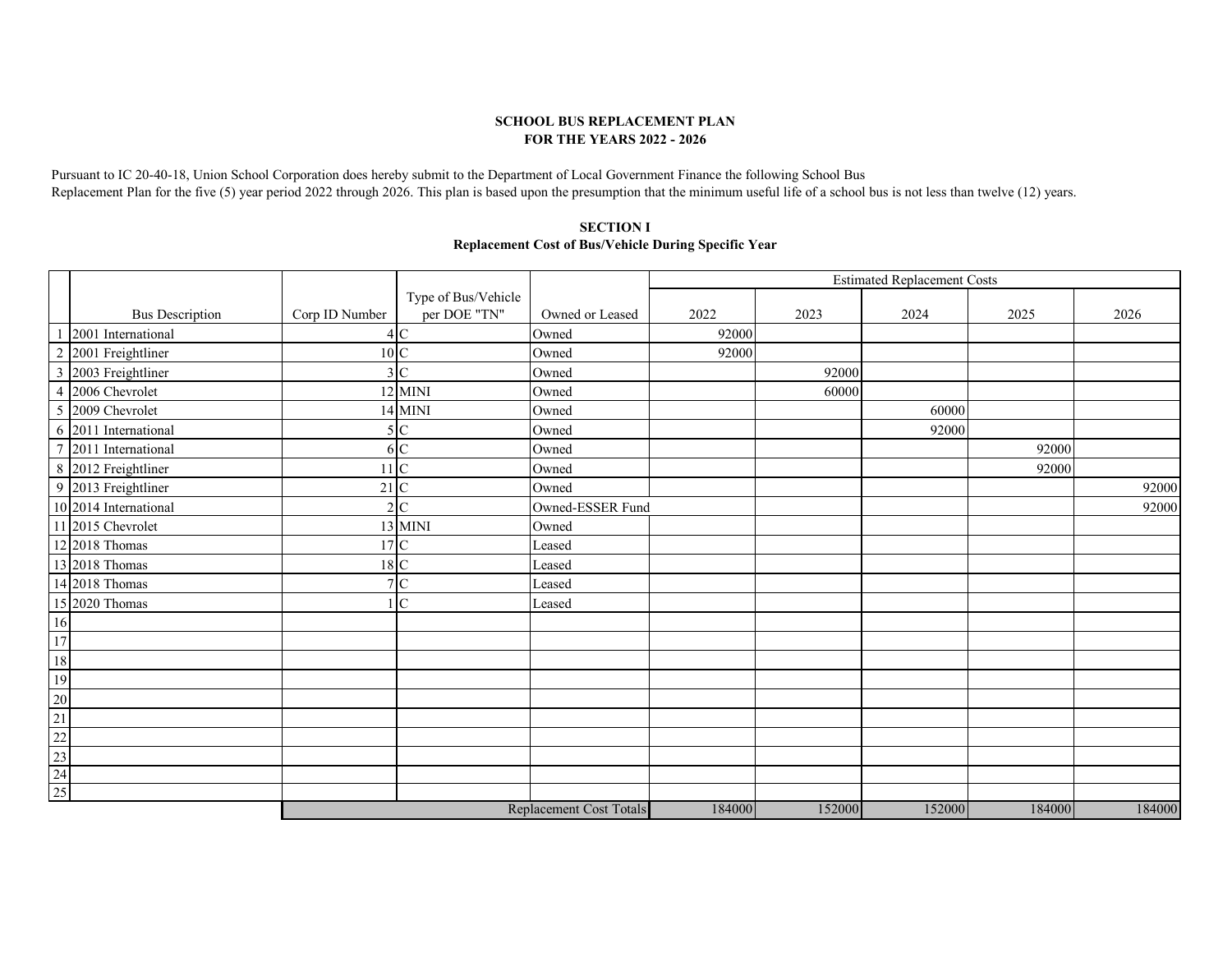**SCHOOL BUS REPLACEMENT PLAN**
**FOR THE YEARS 2022 - 2026**

Pursuant to IC 20-40-18, Union School Corporation does hereby submit to the Department of Local Government Finance the following School Bus Replacement Plan for the five (5) year period 2022 through 2026. This plan is based upon the presumption that the minimum useful life of a school bus is not less than twelve (12) years.

**SECTION I**
**Replacement Cost of Bus/Vehicle During Specific Year**

| | Bus Description | Corp ID Number | Type of Bus/Vehicle per DOE "TN" | Owned or Leased | Estimated Replacement Costs | | | | |
|---|---|---|---|---|---|---|---|---|---|
| | | | | | 2022 | 2023 | 2024 | 2025 | 2026 |
| 1 | 2001 International | 4 | C | Owned | 92000 | | | | |
| 2 | 2001 Freightliner | 10 | C | Owned | 92000 | | | | |
| 3 | 2003 Freightliner | 3 | C | Owned | | 92000 | | | |
| 4 | 2006 Chevrolet | 12 | MINI | Owned | | 60000 | | | |
| 5 | 2009 Chevrolet | 14 | MINI | Owned | | | 60000 | | |
| 6 | 2011 International | 5 | C | Owned | | | 92000 | | |
| 7 | 2011 International | 6 | C | Owned | | | | 92000 | |
| 8 | 2012 Freightliner | 11 | C | Owned | | | | 92000 | |
| 9 | 2013 Freightliner | 21 | C | Owned | | | | | 92000 |
| 10 | 2014 International | 2 | C | Owned-ESSER Fund | | | | | 92000 |
| 11 | 2015 Chevrolet | 13 | MINI | Owned | | | | | |
| 12 | 2018 Thomas | 17 | C | Leased | | | | | |
| 13 | 2018 Thomas | 18 | C | Leased | | | | | |
| 14 | 2018 Thomas | 7 | C | Leased | | | | | |
| 15 | 2020 Thomas | 1 | C | Leased | | | | | |
| 16 | | | | | | | | | |
| 17 | | | | | | | | | |
| 18 | | | | | | | | | |
| 19 | | | | | | | | | |
| 20 | | | | | | | | | |
| 21 | | | | | | | | | |
| 22 | | | | | | | | | |
| 23 | | | | | | | | | |
| 24 | | | | | | | | | |
| 25 | | | | | | | | | |
| | | | | Replacement Cost Totals | 184000 | 152000 | 152000 | 184000 | 184000 |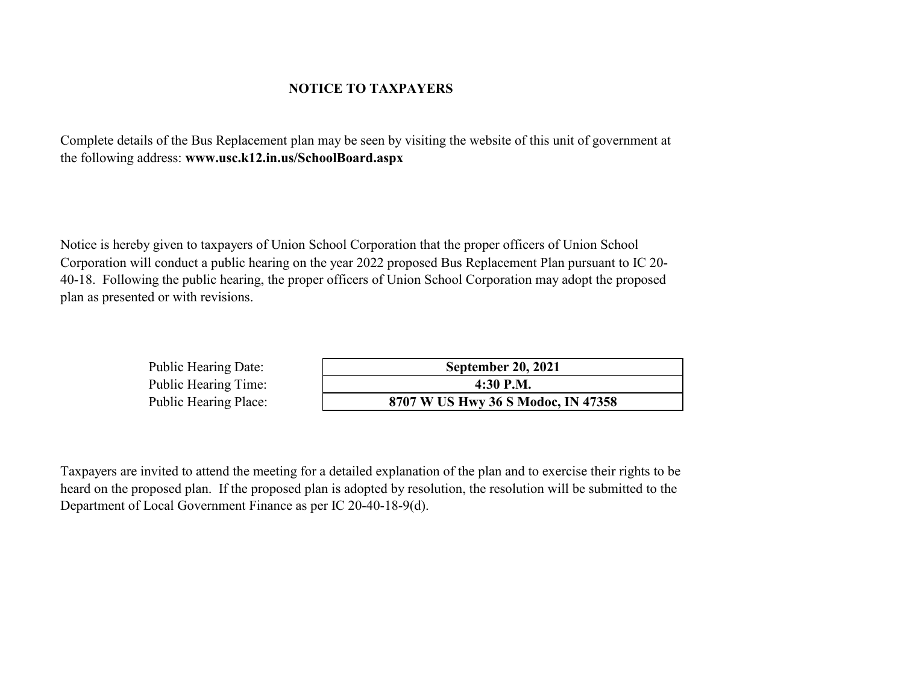**NOTICE TO TAXPAYERS**

Complete details of the Bus Replacement plan may be seen by visiting the website of this unit of government at the following address: **www.usc.k12.in.us/SchoolBoard.aspx**

Notice is hereby given to taxpayers of Union School Corporation that the proper officers of Union School Corporation will conduct a public hearing on the year 2022 proposed Bus Replacement Plan pursuant to IC 20-40-18. Following the public hearing, the proper officers of Union School Corporation may adopt the proposed plan as presented or with revisions.

| | |
|---|---|
| Public Hearing Date: | **September 20, 2021** |
| Public Hearing Time: | **4:30 P.M.** |
| Public Hearing Place: | **8707 W US Hwy 36 S Modoc, IN 47358** |

Taxpayers are invited to attend the meeting for a detailed explanation of the plan and to exercise their rights to be heard on the proposed plan. If the proposed plan is adopted by resolution, the resolution will be submitted to the Department of Local Government Finance as per IC 20-40-18-9(d).